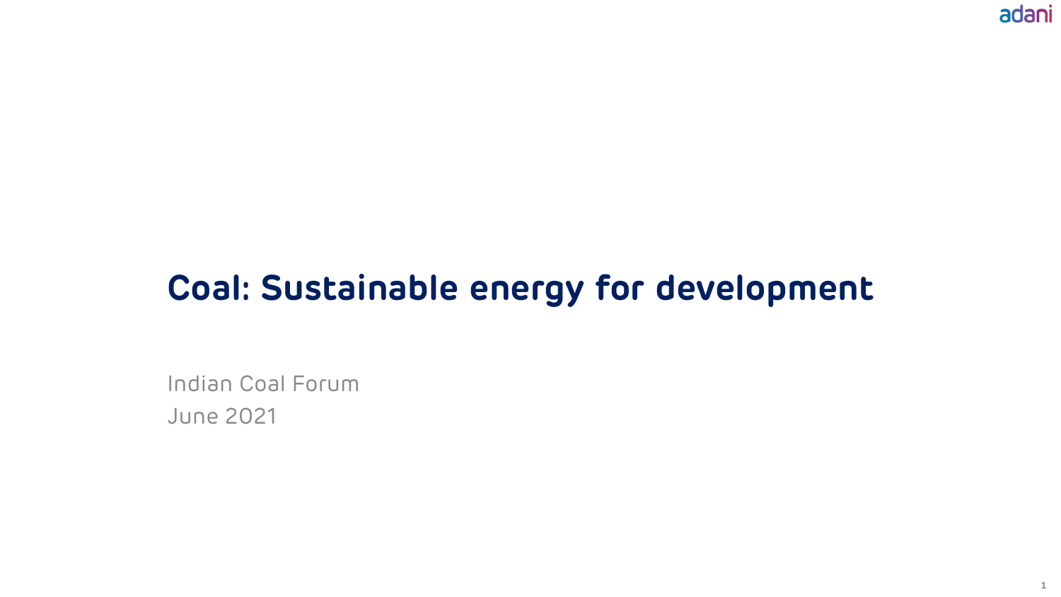# Coal: Sustainable energy for development

Indian Coal Forum
June 2021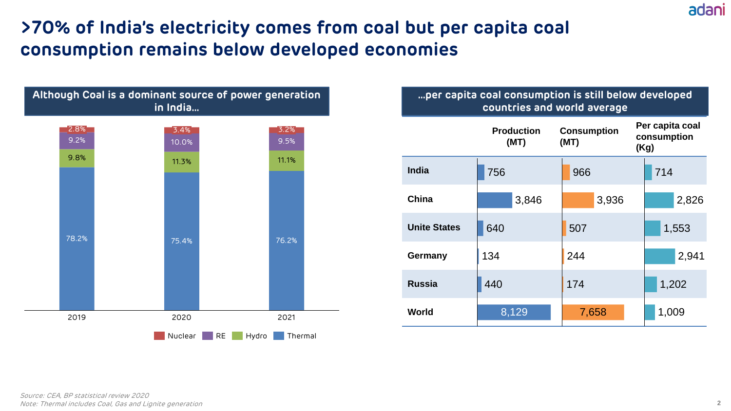# >70% of India's electricity comes from coal but per capita coal consumption remains below developed economies

## Although Coal is a dominant source of power generation in India…

| Year | Thermal | Hydro | RE | Nuclear |
|---|---|---|---|---|
| 2019 | 78.2% | 9.8% | 9.2% | 2.8% |
| 2020 | 75.4% | 11.3% | 10.0% | 3.4% |
| 2021 | 76.2% | 11.1% | 9.5% | 3.2% |

## …per capita coal consumption is still below developed countries and world average

| | Production (MT) | Consumption (MT) | Per capita coal consumption (Kg) |
|---|---|---|---|
| **India** | 756 | 966 | 714 |
| **China** | 3,846 | 3,936 | 2,826 |
| **Unite States** | 640 | 507 | 1,553 |
| **Germany** | 134 | 244 | 2,941 |
| **Russia** | 440 | 174 | 1,202 |
| **World** | 8,129 | 7,658 | 1,009 |

*Source: CEA, BP statistical review 2020*
*Note: Thermal includes Coal, Gas and Lignite generation*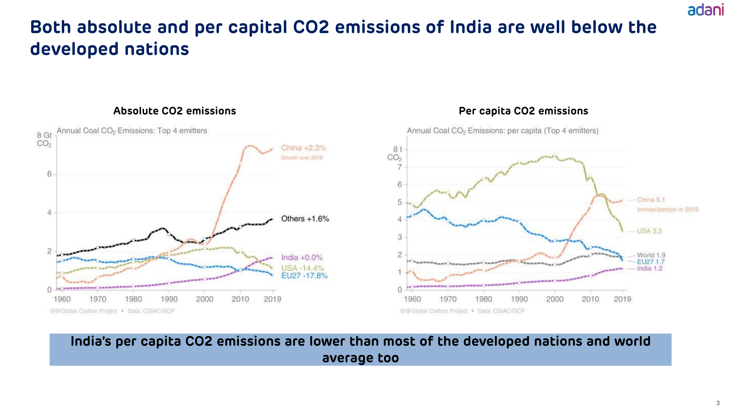# Both absolute and per capital $CO_2$ emissions of India are well below the developed nations

**Absolute CO2 emissions**

Annual Coal $CO_2$ Emissions: Top 4 emitters

| Series | Growth over 2018 |
|---|---|
| China | +2.3% |
| Others | +1.6% |
| India | +0.0% |
| USA | -14.4% |
| EU27 | -17.8% |

Global Carbon Project • Data: CDIAC/GCP

**Per capita CO2 emissions**

Annual Coal $CO_2$ Emissions: per capita (Top 4 emitters)

| Series | tonnes/person in 2019 |
|---|---|
| China | 5.1 |
| USA | 3.3 |
| World | 1.9 |
| EU27 | 1.7 |
| India | 1.2 |

Global Carbon Project • Data: CDIAC/GCP

**India's per capita CO2 emissions are lower than most of the developed nations and world average too**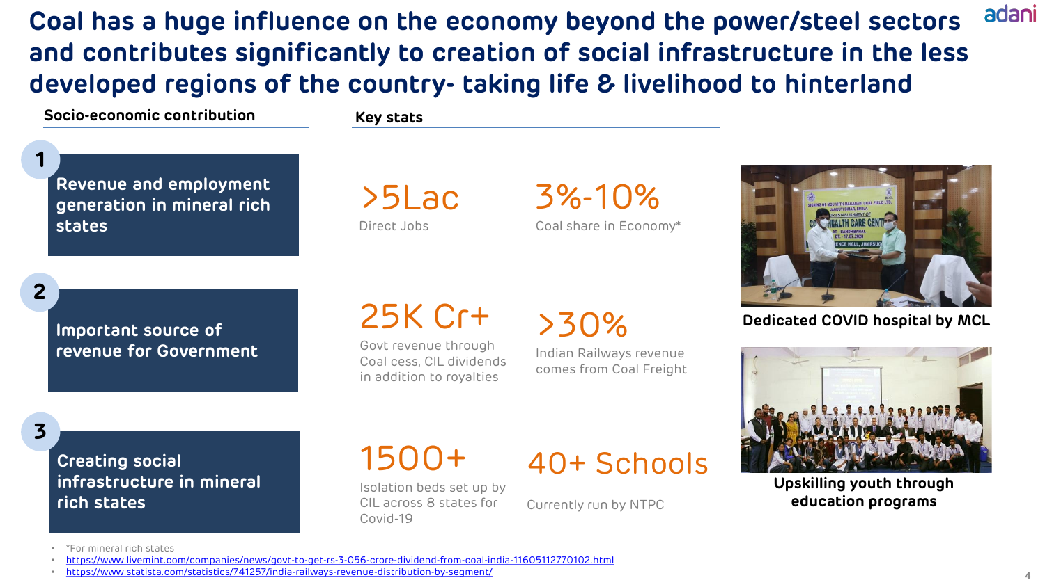# Coal has a huge influence on the economy beyond the power/steel sectors and contributes significantly to creation of social infrastructure in the less developed regions of the country- taking life & livelihood to hinterland

| Socio-economic contribution | Key stats | |
|---|---|---|
| **1** Revenue and employment generation in mineral rich states | **>5Lac** Direct Jobs | **3%-10%** Coal share in Economy* |
| **2** Important source of revenue for Government | **25K Cr+** Govt revenue through Coal cess, CIL dividends in addition to royalties | **>30%** Indian Railways revenue comes from Coal Freight |
| **3** Creating social infrastructure in mineral rich states | **1500+** Isolation beds set up by CIL across 8 states for Covid-19 | **40+ Schools** Currently run by NTPC |

Dedicated COVID hospital by MCL

Upskilling youth through education programs

- *For mineral rich states
- https://www.livemint.com/companies/news/govt-to-get-rs-3-056-crore-dividend-from-coal-india-11605112770102.html
- https://www.statista.com/statistics/741257/india-railways-revenue-distribution-by-segment/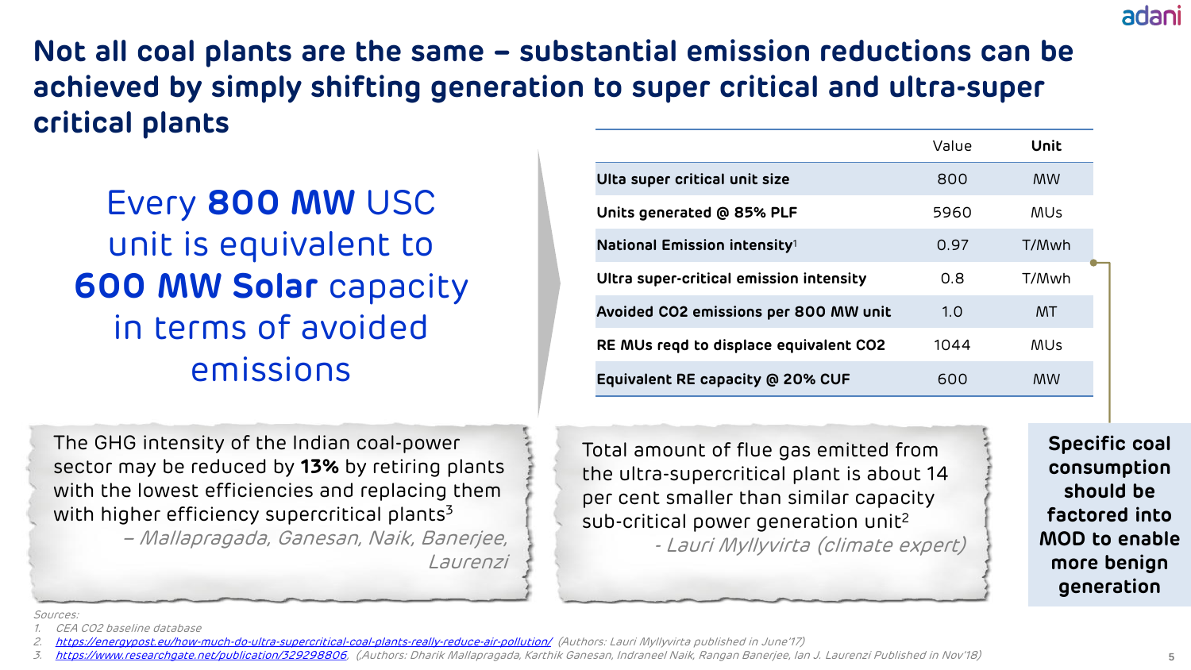# Not all coal plants are the same – substantial emission reductions can be achieved by simply shifting generation to super critical and ultra-super critical plants

Every **800 MW** USC unit is equivalent to **600 MW Solar** capacity in terms of avoided emissions

| | Value | **Unit** |
|---|---|---|
| **Ulta super critical unit size** | 800 | MW |
| **Units generated @ 85% PLF** | 5960 | MUs |
| **National Emission intensity**[1] | 0.97 | T/Mwh |
| **Ultra super-critical emission intensity** | 0.8 | T/Mwh |
| **Avoided CO2 emissions per 800 MW unit** | 1.0 | MT |
| **RE MUs reqd to displace equivalent CO2** | 1044 | MUs |
| **Equivalent RE capacity @ 20% CUF** | 600 | MW |

**Specific coal consumption should be factored into MOD to enable more benign generation**

> The GHG intensity of the Indian coal-power sector may be reduced by **13%** by retiring plants with the lowest efficiencies and replacing them with higher efficiency supercritical plants[3]
>
> *– Mallapragada, Ganesan, Naik, Banerjee, Laurenzi*

> Total amount of flue gas emitted from the ultra-supercritical plant is about 14 per cent smaller than similar capacity sub-critical power generation unit[2]
>
> *- Lauri Myllyvirta (climate expert)*

*Sources:*

1. *CEA CO2 baseline database*
2. *https://energypost.eu/how-much-do-ultra-supercritical-coal-plants-really-reduce-air-pollution/ (Authors: Lauri Myllyvirta published in June'17)*
3. *https://www.researchgate.net/publication/329298806, (Authors: Dharik Mallapragada, Karthik Ganesan, Indraneel Naik, Rangan Banerjee, Ian J. Laurenzi Published in Nov'18)*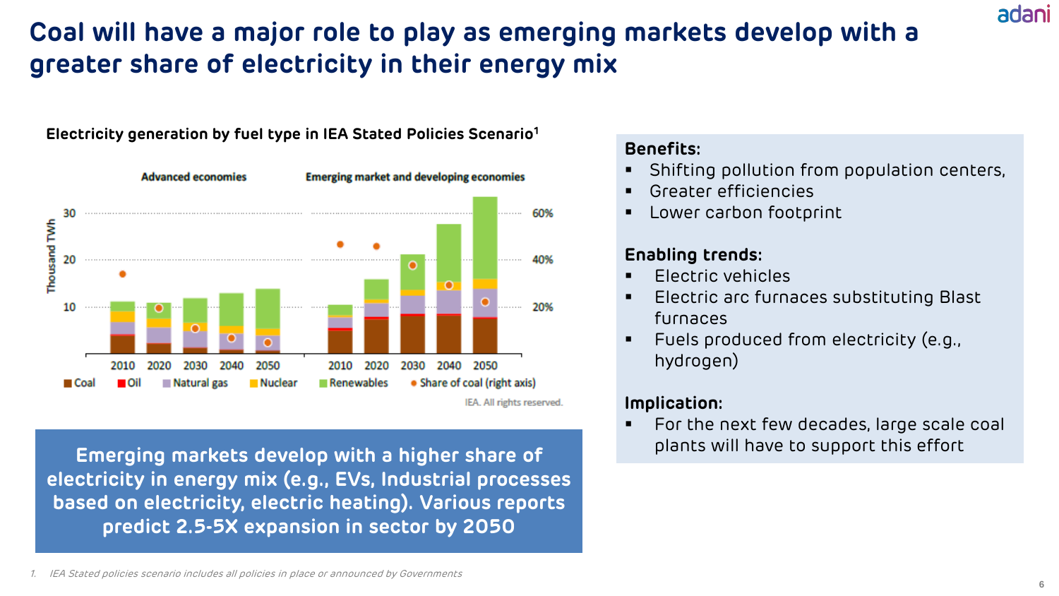# Coal will have a major role to play as emerging markets develop with a greater share of electricity in their energy mix

**Electricity generation by fuel type in IEA Stated Policies Scenario[1]**

Advanced economies | Emerging market and developing economies

Thousand TWh: 10, 20, 30 | 20%, 40%, 60%

2010 2020 2030 2040 2050 | 2010 2020 2030 2040 2050

Coal | Oil | Natural gas | Nuclear | Renewables | Share of coal (right axis)

IEA. All rights reserved.

**Emerging markets develop with a higher share of electricity in energy mix (e.g., EVs, Industrial processes based on electricity, electric heating). Various reports predict 2.5-5X expansion in sector by 2050**

**Benefits:**

- Shifting pollution from population centers,
- Greater efficiencies
- Lower carbon footprint

**Enabling trends:**

- Electric vehicles
- Electric arc furnaces substituting Blast furnaces
- Fuels produced from electricity (e.g., hydrogen)

**Implication:**

- For the next few decades, large scale coal plants will have to support this effort

1. *IEA Stated policies scenario includes all policies in place or announced by Governments*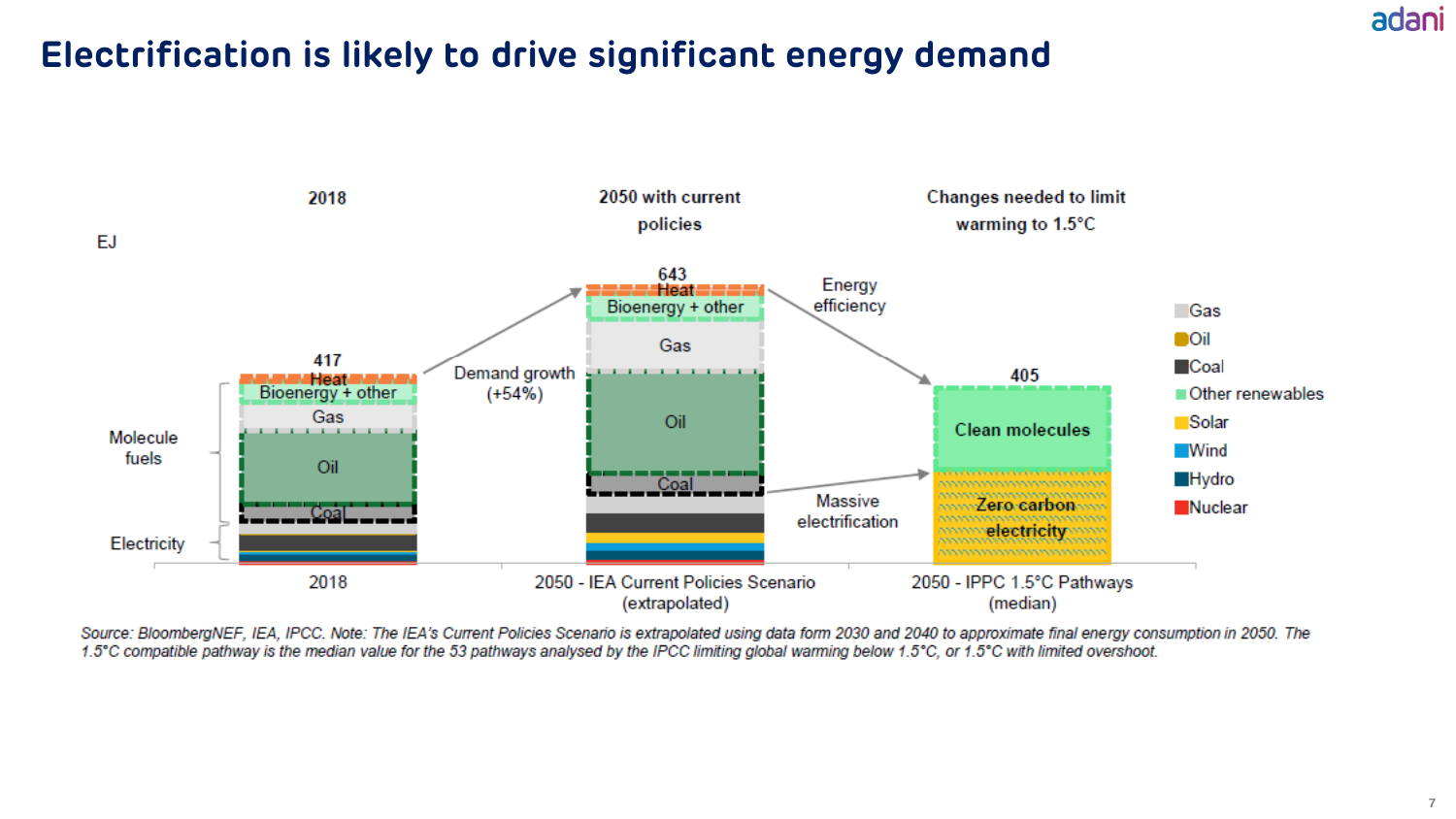# Electrification is likely to drive significant energy demand

| | 2018 | 2050 with current policies | Changes needed to limit warming to 1.5°C |
|---|---|---|---|
| Total (EJ) | 417 | 643 | 405 |
| Components | Heat, Bioenergy + other, Gas, Oil, Coal (Molecule fuels); Electricity | Heat, Bioenergy + other, Gas, Oil, Coal; Electricity | Clean molecules; Zero carbon electricity |
| Scenario | 2018 | 2050 - IEA Current Policies Scenario (extrapolated) | 2050 - IPPC 1.5°C Pathways (median) |

EJ

Demand growth (+54%)

Energy efficiency

Massive electrification

Legend: Gas, Oil, Coal, Other renewables, Solar, Wind, Hydro, Nuclear

*Source: BloombergNEF, IEA, IPCC. Note: The IEA's Current Policies Scenario is extrapolated using data form 2030 and 2040 to approximate final energy consumption in 2050. The 1.5°C compatible pathway is the median value for the 53 pathways analysed by the IPCC limiting global warming below 1.5°C, or 1.5°C with limited overshoot.*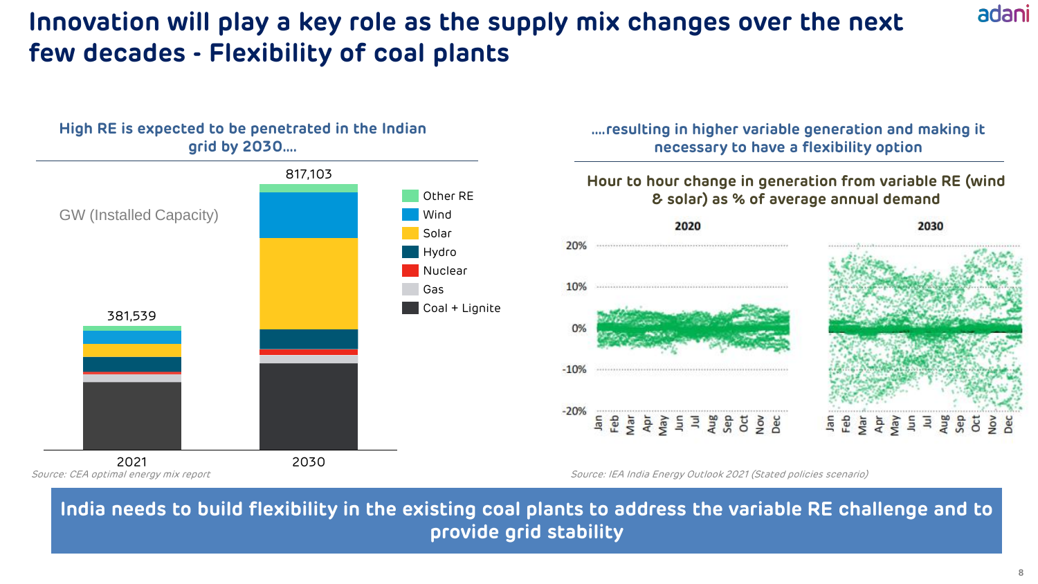# Innovation will play a key role as the supply mix changes over the next few decades - Flexibility of coal plants

## High RE is expected to be penetrated in the Indian grid by 2030….

GW (Installed Capacity)

| | 2021 | 2030 |
|---|---|---|
| Total | 381,539 | 817,103 |

Legend: Other RE, Wind, Solar, Hydro, Nuclear, Gas, Coal + Lignite

*Source: CEA optimal energy mix report*

## ….resulting in higher variable generation and making it necessary to have a flexibility option

**Hour to hour change in generation from variable RE (wind & solar) as % of average annual demand**

2020 | 2030

*Source: IEA India Energy Outlook 2021 (Stated policies scenario)*

**India needs to build flexibility in the existing coal plants to address the variable RE challenge and to provide grid stability**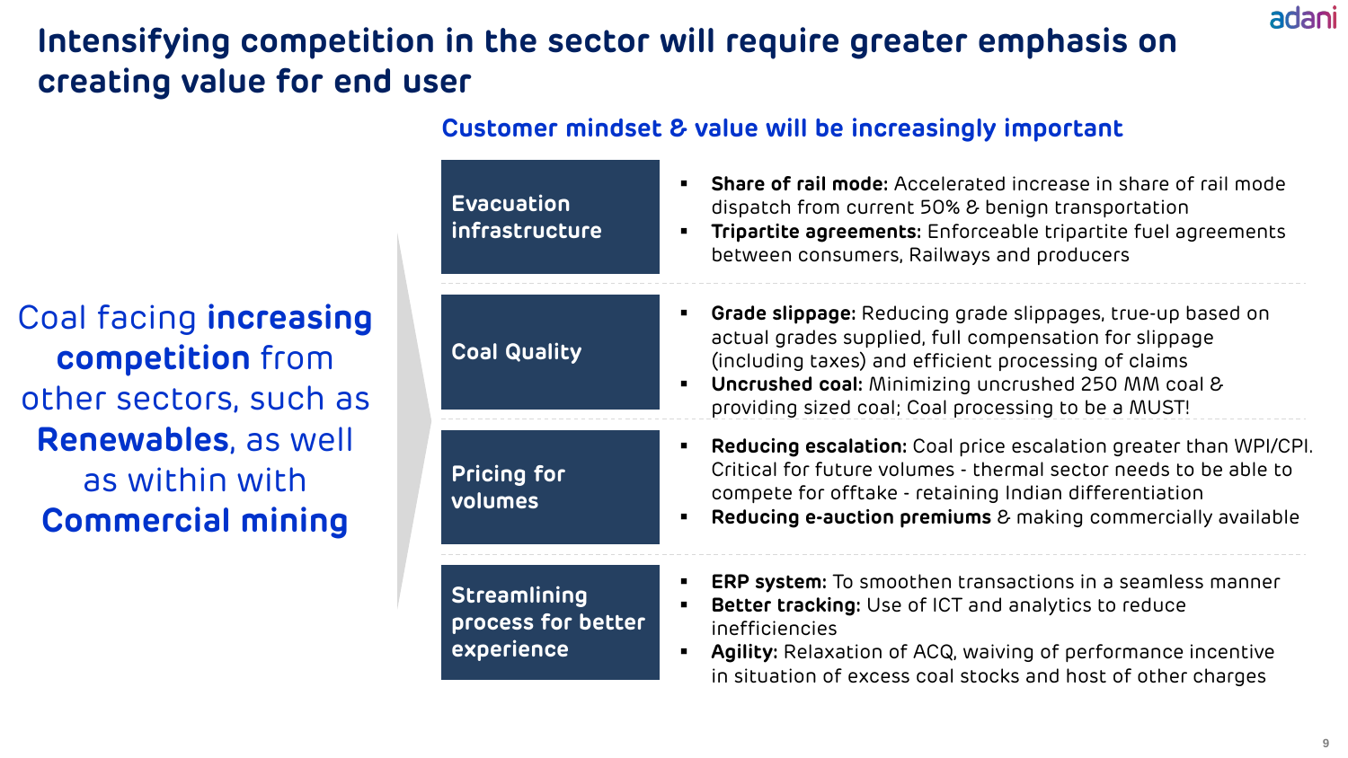# Intensifying competition in the sector will require greater emphasis on creating value for end user

Coal facing **increasing competition** from other sectors, such as **Renewables**, as well as within with **Commercial mining**

## Customer mindset & value will be increasingly important

**Evacuation infrastructure**

- **Share of rail mode:** Accelerated increase in share of rail mode dispatch from current 50% & benign transportation
- **Tripartite agreements:** Enforceable tripartite fuel agreements between consumers, Railways and producers

**Coal Quality**

- **Grade slippage:** Reducing grade slippages, true-up based on actual grades supplied, full compensation for slippage (including taxes) and efficient processing of claims
- **Uncrushed coal:** Minimizing uncrushed 250 MM coal & providing sized coal; Coal processing to be a MUST!

**Pricing for volumes**

- **Reducing escalation:** Coal price escalation greater than WPI/CPI. Critical for future volumes - thermal sector needs to be able to compete for offtake - retaining Indian differentiation
- **Reducing e-auction premiums** & making commercially available

**Streamlining process for better experience**

- **ERP system:** To smoothen transactions in a seamless manner
- **Better tracking:** Use of ICT and analytics to reduce inefficiencies
- **Agility:** Relaxation of ACQ, waiving of performance incentive in situation of excess coal stocks and host of other charges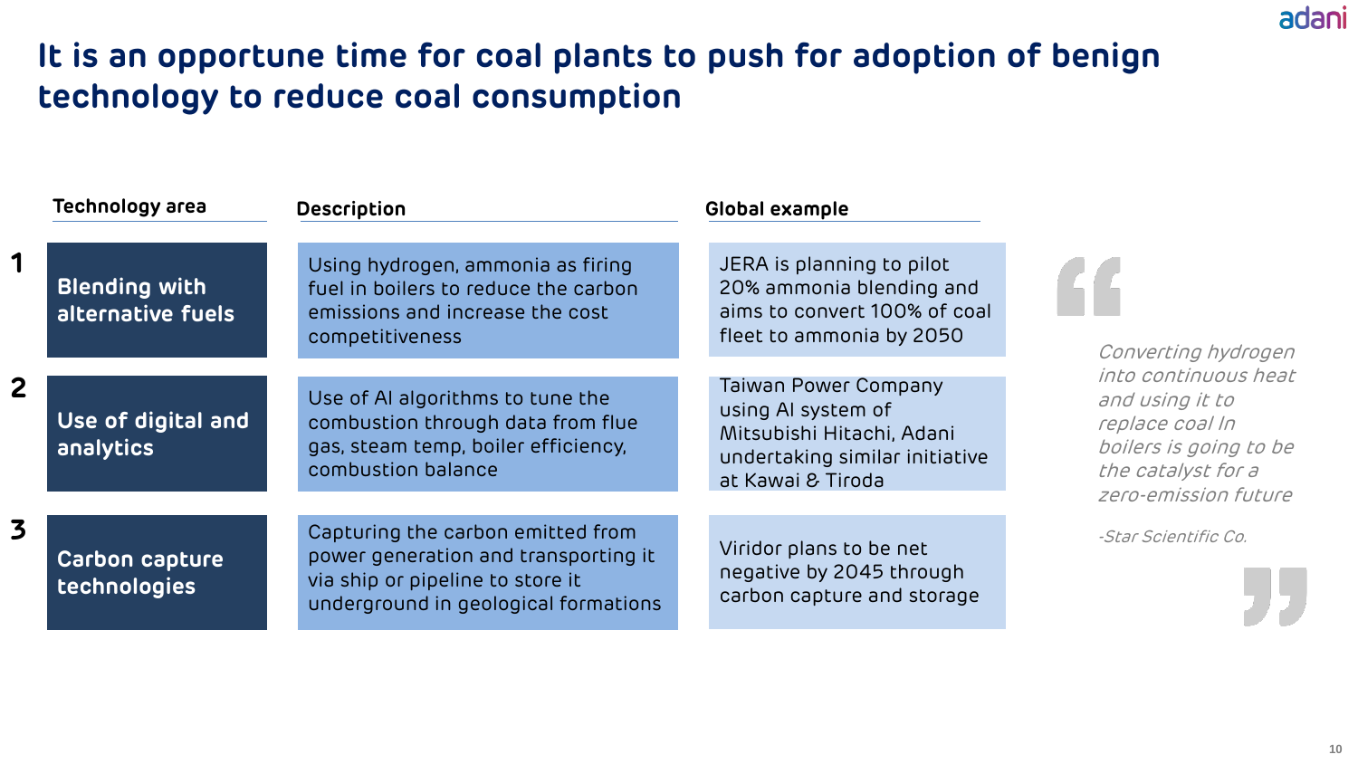# It is an opportune time for coal plants to push for adoption of benign technology to reduce coal consumption

| # | Technology area | Description | Global example |
|---|---|---|---|
| 1 | **Blending with alternative fuels** | Using hydrogen, ammonia as firing fuel in boilers to reduce the carbon emissions and increase the cost competitiveness | JERA is planning to pilot 20% ammonia blending and aims to convert 100% of coal fleet to ammonia by 2050 |
| 2 | **Use of digital and analytics** | Use of AI algorithms to tune the combustion through data from flue gas, steam temp, boiler efficiency, combustion balance | Taiwan Power Company using AI system of Mitsubishi Hitachi, Adani undertaking similar initiative at Kawai & Tiroda |
| 3 | **Carbon capture technologies** | Capturing the carbon emitted from power generation and transporting it via ship or pipeline to store it underground in geological formations | Viridor plans to be net negative by 2045 through carbon capture and storage |

> *Converting hydrogen into continuous heat and using it to replace coal In boilers is going to be the catalyst for a zero-emission future*
>
> *-Star Scientific Co.*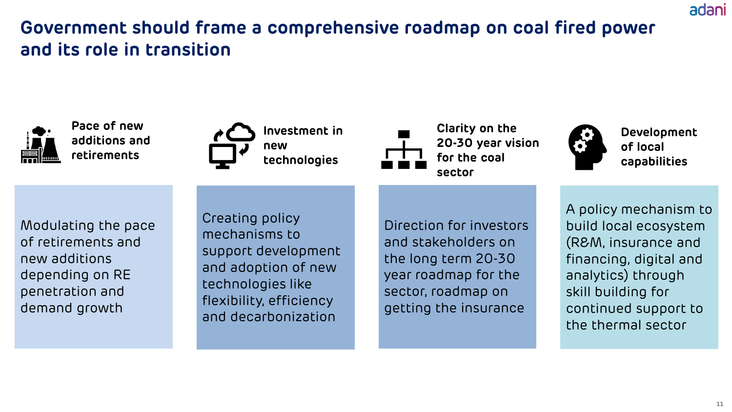# Government should frame a comprehensive roadmap on coal fired power and its role in transition

### Pace of new additions and retirements

Modulating the pace of retirements and new additions depending on RE penetration and demand growth

### Investment in new technologies

Creating policy mechanisms to support development and adoption of new technologies like flexibility, efficiency and decarbonization

### Clarity on the 20-30 year vision for the coal sector

Direction for investors and stakeholders on the long term 20-30 year roadmap for the sector, roadmap on getting the insurance

### Development of local capabilities

A policy mechanism to build local ecosystem (R&M, insurance and financing, digital and analytics) through skill building for continued support to the thermal sector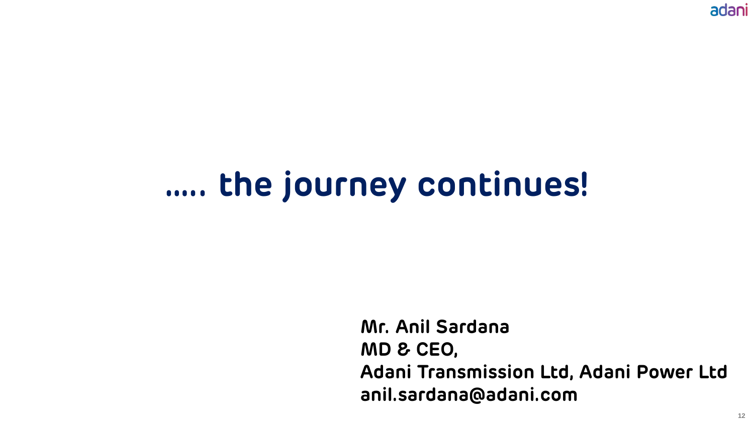# ….. the journey continues!

**Mr. Anil Sardana**
**MD & CEO,**
**Adani Transmission Ltd, Adani Power Ltd**
**anil.sardana@adani.com**